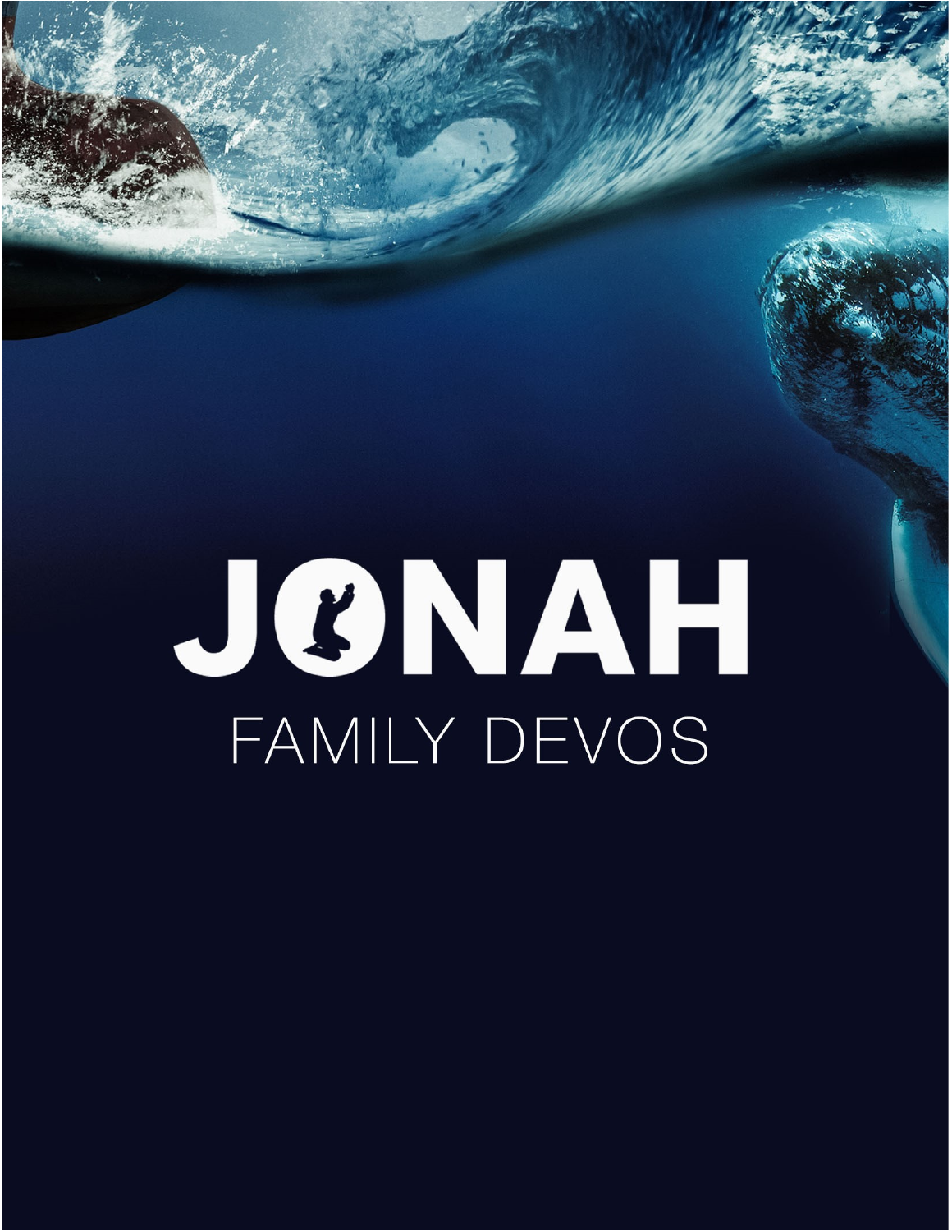# JONAH

FAMILY DEVOS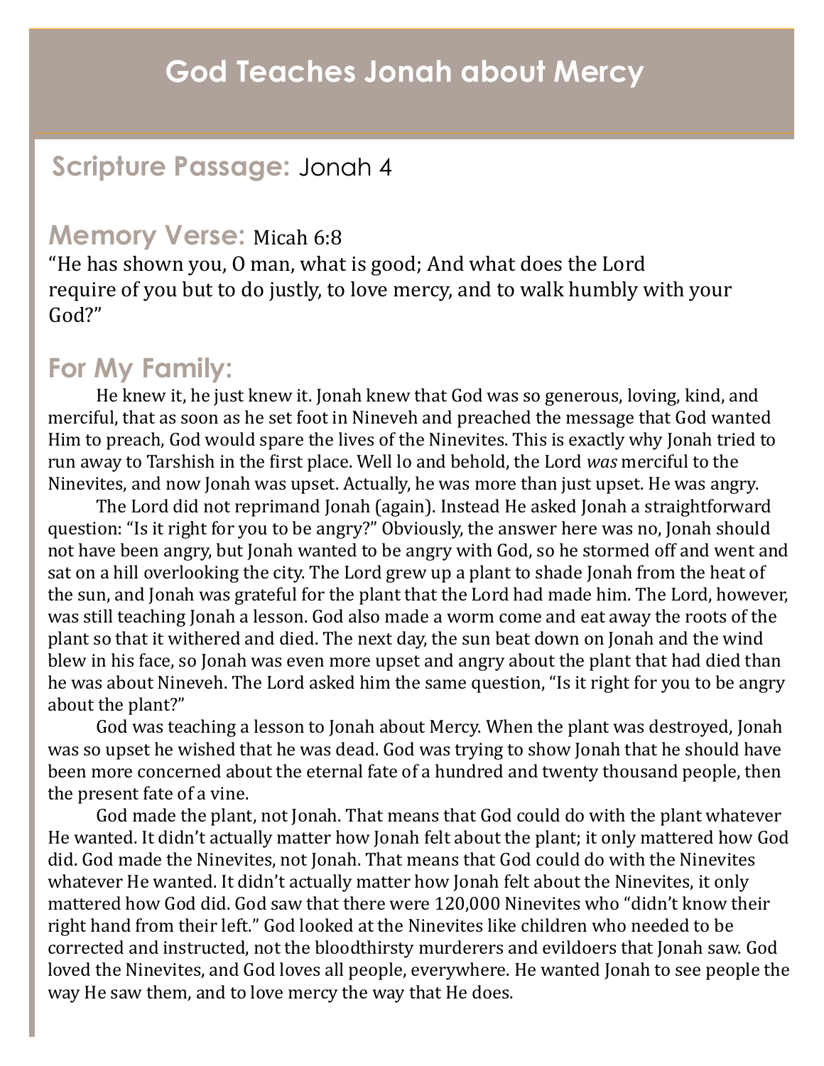# God Teaches Jonah about Mercy

## Scripture Passage: Jonah 4

## Memory Verse: Micah 6:8

"He has shown you, O man, what is good; And what does the Lord require of you but to do justly, to love mercy, and to walk humbly with your God?"

## For My Family:

He knew it, he just knew it. Jonah knew that God was so generous, loving, kind, and merciful, that as soon as he set foot in Nineveh and preached the message that God wanted Him to preach, God would spare the lives of the Ninevites. This is exactly why Jonah tried to run away to Tarshish in the first place. Well lo and behold, the Lord *was* merciful to the Ninevites, and now Jonah was upset. Actually, he was more than just upset. He was angry.

The Lord did not reprimand Jonah (again). Instead He asked Jonah a straightforward question: "Is it right for you to be angry?" Obviously, the answer here was no, Jonah should not have been angry, but Jonah wanted to be angry with God, so he stormed off and went and sat on a hill overlooking the city. The Lord grew up a plant to shade Jonah from the heat of the sun, and Jonah was grateful for the plant that the Lord had made him. The Lord, however, was still teaching Jonah a lesson. God also made a worm come and eat away the roots of the plant so that it withered and died. The next day, the sun beat down on Jonah and the wind blew in his face, so Jonah was even more upset and angry about the plant that had died than he was about Nineveh. The Lord asked him the same question, "Is it right for you to be angry about the plant?"

God was teaching a lesson to Jonah about Mercy. When the plant was destroyed, Jonah was so upset he wished that he was dead. God was trying to show Jonah that he should have been more concerned about the eternal fate of a hundred and twenty thousand people, then the present fate of a vine.

God made the plant, not Jonah. That means that God could do with the plant whatever He wanted. It didn't actually matter how Jonah felt about the plant; it only mattered how God did. God made the Ninevites, not Jonah. That means that God could do with the Ninevites whatever He wanted. It didn't actually matter how Jonah felt about the Ninevites, it only mattered how God did. God saw that there were 120,000 Ninevites who "didn't know their right hand from their left." God looked at the Ninevites like children who needed to be corrected and instructed, not the bloodthirsty murderers and evildoers that Jonah saw. God loved the Ninevites, and God loves all people, everywhere. He wanted Jonah to see people the way He saw them, and to love mercy the way that He does.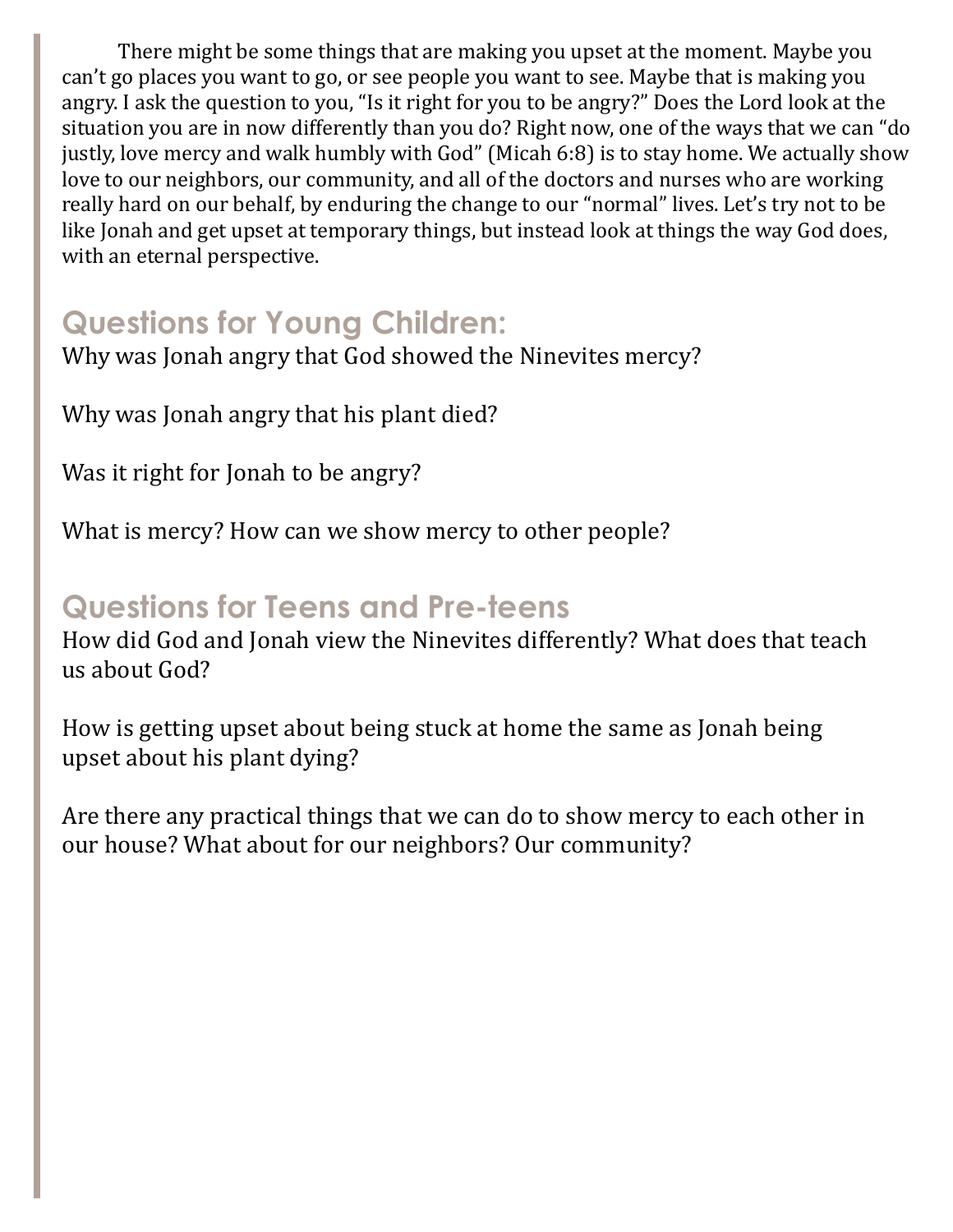There might be some things that are making you upset at the moment. Maybe you can't go places you want to go, or see people you want to see. Maybe that is making you angry. I ask the question to you, "Is it right for you to be angry?" Does the Lord look at the situation you are in now differently than you do? Right now, one of the ways that we can "do justly, love mercy and walk humbly with God" (Micah 6:8) is to stay home. We actually show love to our neighbors, our community, and all of the doctors and nurses who are working really hard on our behalf, by enduring the change to our "normal" lives. Let's try not to be like Jonah and get upset at temporary things, but instead look at things the way God does, with an eternal perspective.

## Questions for Young Children:

Why was Jonah angry that God showed the Ninevites mercy?

Why was Jonah angry that his plant died?

Was it right for Jonah to be angry?

What is mercy? How can we show mercy to other people?

## Questions for Teens and Pre-teens

How did God and Jonah view the Ninevites differently? What does that teach us about God?

How is getting upset about being stuck at home the same as Jonah being upset about his plant dying?

Are there any practical things that we can do to show mercy to each other in our house? What about for our neighbors? Our community?